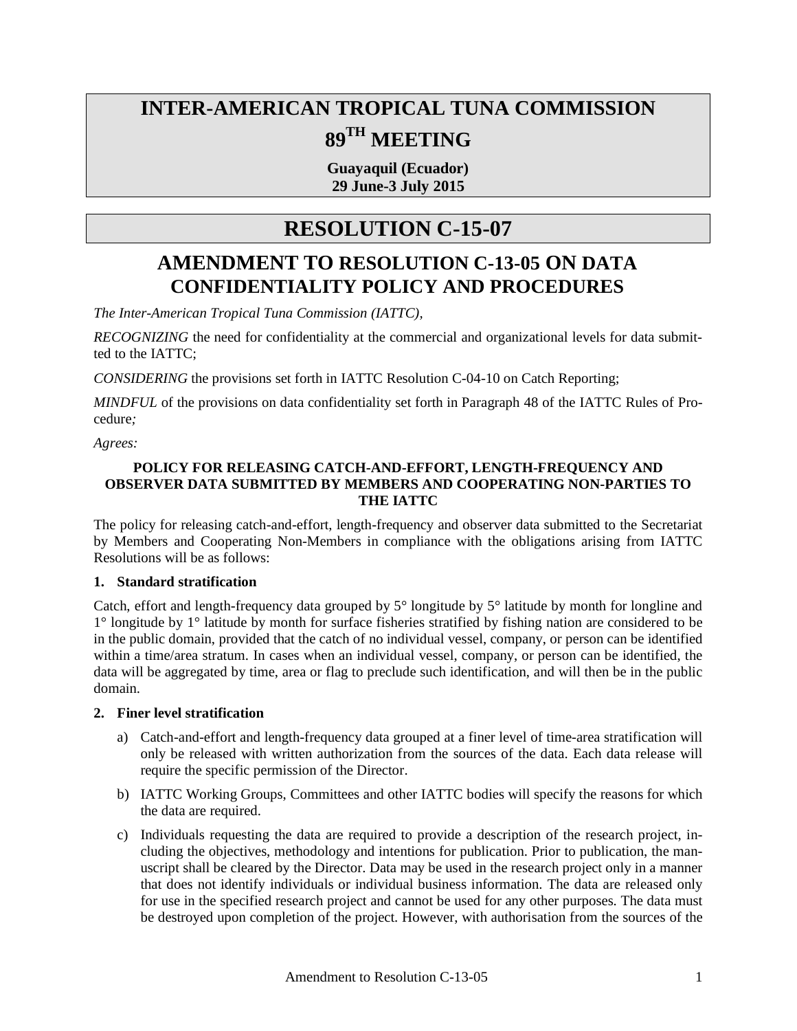# INTER-AMERICAN TROPICAL TUNA COMMISSION

# 89TH MEETING

**Guayaquil (Ecuador)**
**29 June-3 July 2015**

# RESOLUTION C-15-07

## AMENDMENT TO RESOLUTION C-13-05 ON DATA CONFIDENTIALITY POLICY AND PROCEDURES

*The Inter-American Tropical Tuna Commission (IATTC),*

*RECOGNIZING* the need for confidentiality at the commercial and organizational levels for data submitted to the IATTC;

*CONSIDERING* the provisions set forth in IATTC Resolution C-04-10 on Catch Reporting;

*MINDFUL* of the provisions on data confidentiality set forth in Paragraph 48 of the IATTC Rules of Procedure*;*

*Agrees:*

**POLICY FOR RELEASING CATCH-AND-EFFORT, LENGTH-FREQUENCY AND OBSERVER DATA SUBMITTED BY MEMBERS AND COOPERATING NON-PARTIES TO THE IATTC**

The policy for releasing catch-and-effort, length-frequency and observer data submitted to the Secretariat by Members and Cooperating Non-Members in compliance with the obligations arising from IATTC Resolutions will be as follows:

**1. Standard stratification**

Catch, effort and length-frequency data grouped by 5° longitude by 5° latitude by month for longline and 1° longitude by 1° latitude by month for surface fisheries stratified by fishing nation are considered to be in the public domain, provided that the catch of no individual vessel, company, or person can be identified within a time/area stratum. In cases when an individual vessel, company, or person can be identified, the data will be aggregated by time, area or flag to preclude such identification, and will then be in the public domain.

**2. Finer level stratification**

a) Catch-and-effort and length-frequency data grouped at a finer level of time-area stratification will only be released with written authorization from the sources of the data. Each data release will require the specific permission of the Director.

b) IATTC Working Groups, Committees and other IATTC bodies will specify the reasons for which the data are required.

c) Individuals requesting the data are required to provide a description of the research project, including the objectives, methodology and intentions for publication. Prior to publication, the manuscript shall be cleared by the Director. Data may be used in the research project only in a manner that does not identify individuals or individual business information. The data are released only for use in the specified research project and cannot be used for any other purposes. The data must be destroyed upon completion of the project. However, with authorisation from the sources of the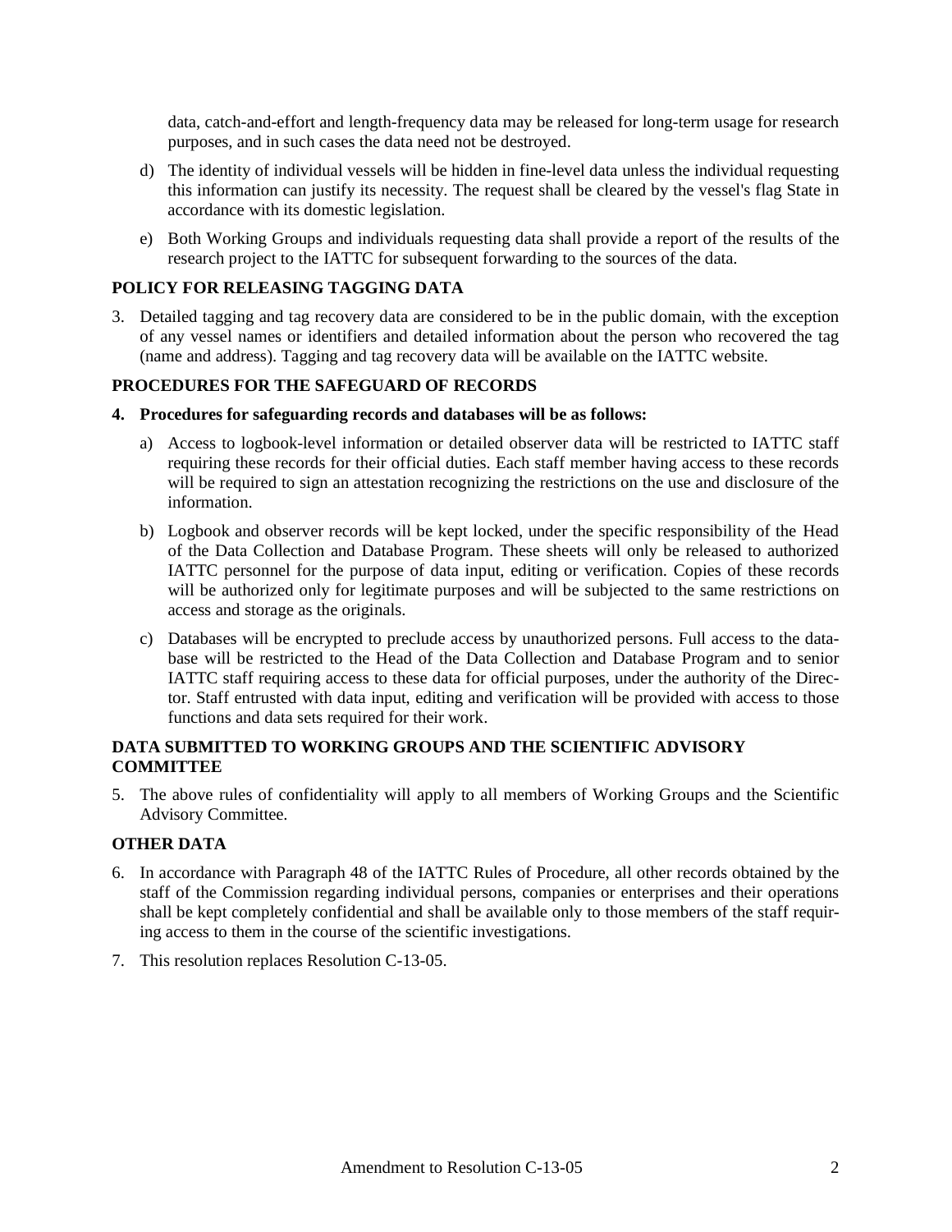data, catch-and-effort and length-frequency data may be released for long-term usage for research purposes, and in such cases the data need not be destroyed.

d) The identity of individual vessels will be hidden in fine-level data unless the individual requesting this information can justify its necessity. The request shall be cleared by the vessel's flag State in accordance with its domestic legislation.

e) Both Working Groups and individuals requesting data shall provide a report of the results of the research project to the IATTC for subsequent forwarding to the sources of the data.

**POLICY FOR RELEASING TAGGING DATA**

3. Detailed tagging and tag recovery data are considered to be in the public domain, with the exception of any vessel names or identifiers and detailed information about the person who recovered the tag (name and address). Tagging and tag recovery data will be available on the IATTC website.

**PROCEDURES FOR THE SAFEGUARD OF RECORDS**

4. **Procedures for safeguarding records and databases will be as follows:**

   a) Access to logbook-level information or detailed observer data will be restricted to IATTC staff requiring these records for their official duties. Each staff member having access to these records will be required to sign an attestation recognizing the restrictions on the use and disclosure of the information.

   b) Logbook and observer records will be kept locked, under the specific responsibility of the Head of the Data Collection and Database Program. These sheets will only be released to authorized IATTC personnel for the purpose of data input, editing or verification. Copies of these records will be authorized only for legitimate purposes and will be subjected to the same restrictions on access and storage as the originals.

   c) Databases will be encrypted to preclude access by unauthorized persons. Full access to the database will be restricted to the Head of the Data Collection and Database Program and to senior IATTC staff requiring access to these data for official purposes, under the authority of the Director. Staff entrusted with data input, editing and verification will be provided with access to those functions and data sets required for their work.

**DATA SUBMITTED TO WORKING GROUPS AND THE SCIENTIFIC ADVISORY COMMITTEE**

5. The above rules of confidentiality will apply to all members of Working Groups and the Scientific Advisory Committee.

**OTHER DATA**

6. In accordance with Paragraph 48 of the IATTC Rules of Procedure, all other records obtained by the staff of the Commission regarding individual persons, companies or enterprises and their operations shall be kept completely confidential and shall be available only to those members of the staff requiring access to them in the course of the scientific investigations.

7. This resolution replaces Resolution C-13-05.